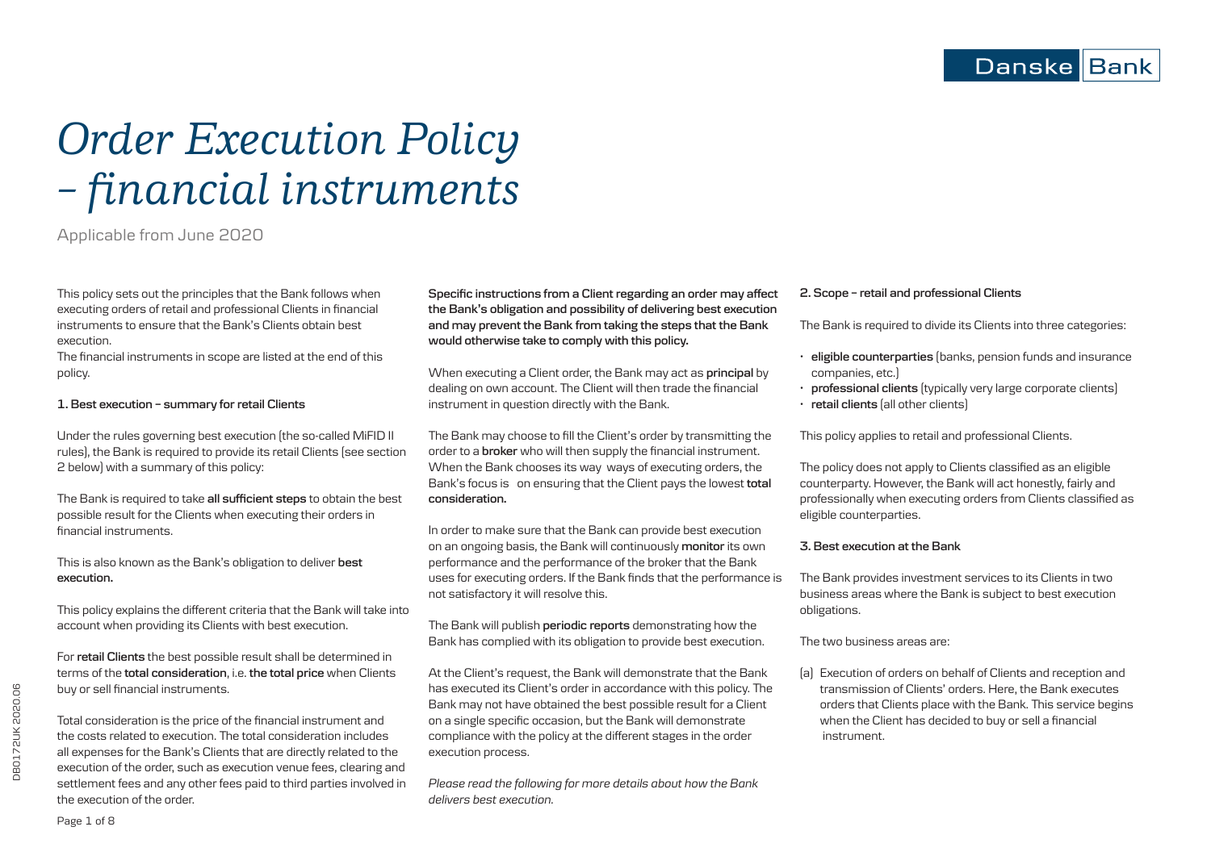# *Order Execution Policy – financial instruments*

Applicable from June 2020

This policy sets out the principles that the Bank follows when executing orders of retail and professional Clients in financial instruments to ensure that the Bank's Clients obtain best execution.

The financial instruments in scope are listed at the end of this policy.

**1. Best execution – summary for retail Clients**

Under the rules governing best execution (the so-called MiFID II rules), the Bank is required to provide its retail Clients (see section 2 below) with a summary of this policy:

The Bank is required to take **all sufficient steps** to obtain the best possible result for the Clients when executing their orders in financial instruments.

This is also known as the Bank's obligation to deliver **best execution.**

This policy explains the different criteria that the Bank will take into account when providing its Clients with best execution.

For **retail Clients** the best possible result shall be determined in terms of the **total consideration**, i.e. **the total price** when Clients buy or sell financial instruments.

Total consideration is the price of the financial instrument and the costs related to execution. The total consideration includes all expenses for the Bank's Clients that are directly related to the execution of the order, such as execution venue fees, clearing and settlement fees and any other fees paid to third parties involved in the execution of the order.

**Specific instructions from a Client regarding an order may affect the Bank's obligation and possibility of delivering best execution and may prevent the Bank from taking the steps that the Bank would otherwise take to comply with this policy.**

When executing a Client order, the Bank may act as **principal** by dealing on own account. The Client will then trade the financial instrument in question directly with the Bank.

The Bank may choose to fill the Client's order by transmitting the order to a **broker** who will then supply the financial instrument. When the Bank chooses its way ways of executing orders, the Bank's focus is on ensuring that the Client pays the lowest **total consideration.**

In order to make sure that the Bank can provide best execution on an ongoing basis, the Bank will continuously **monitor** its own performance and the performance of the broker that the Bank uses for executing orders. If the Bank finds that the performance is not satisfactory it will resolve this.

The Bank will publish **periodic reports** demonstrating how the Bank has complied with its obligation to provide best execution.

At the Client's request, the Bank will demonstrate that the Bank has executed its Client's order in accordance with this policy. The Bank may not have obtained the best possible result for a Client on a single specific occasion, but the Bank will demonstrate compliance with the policy at the different stages in the order execution process.

*Please read the following for more details about how the Bank delivers best execution.*

**2. Scope – retail and professional Clients**

The Bank is required to divide its Clients into three categories:

- **eligible counterparties** (banks, pension funds and insurance companies, etc.)
- **professional clients** (typically very large corporate clients)
- **retail clients** (all other clients)

This policy applies to retail and professional Clients.

The policy does not apply to Clients classified as an eligible counterparty. However, the Bank will act honestly, fairly and professionally when executing orders from Clients classified as eligible counterparties.

**3. Best execution at the Bank**

The Bank provides investment services to its Clients in two business areas where the Bank is subject to best execution obligations.

The two business areas are:

(a) Execution of orders on behalf of Clients and reception and transmission of Clients' orders. Here, the Bank executes orders that Clients place with the Bank. This service begins when the Client has decided to buy or sell a financial instrument.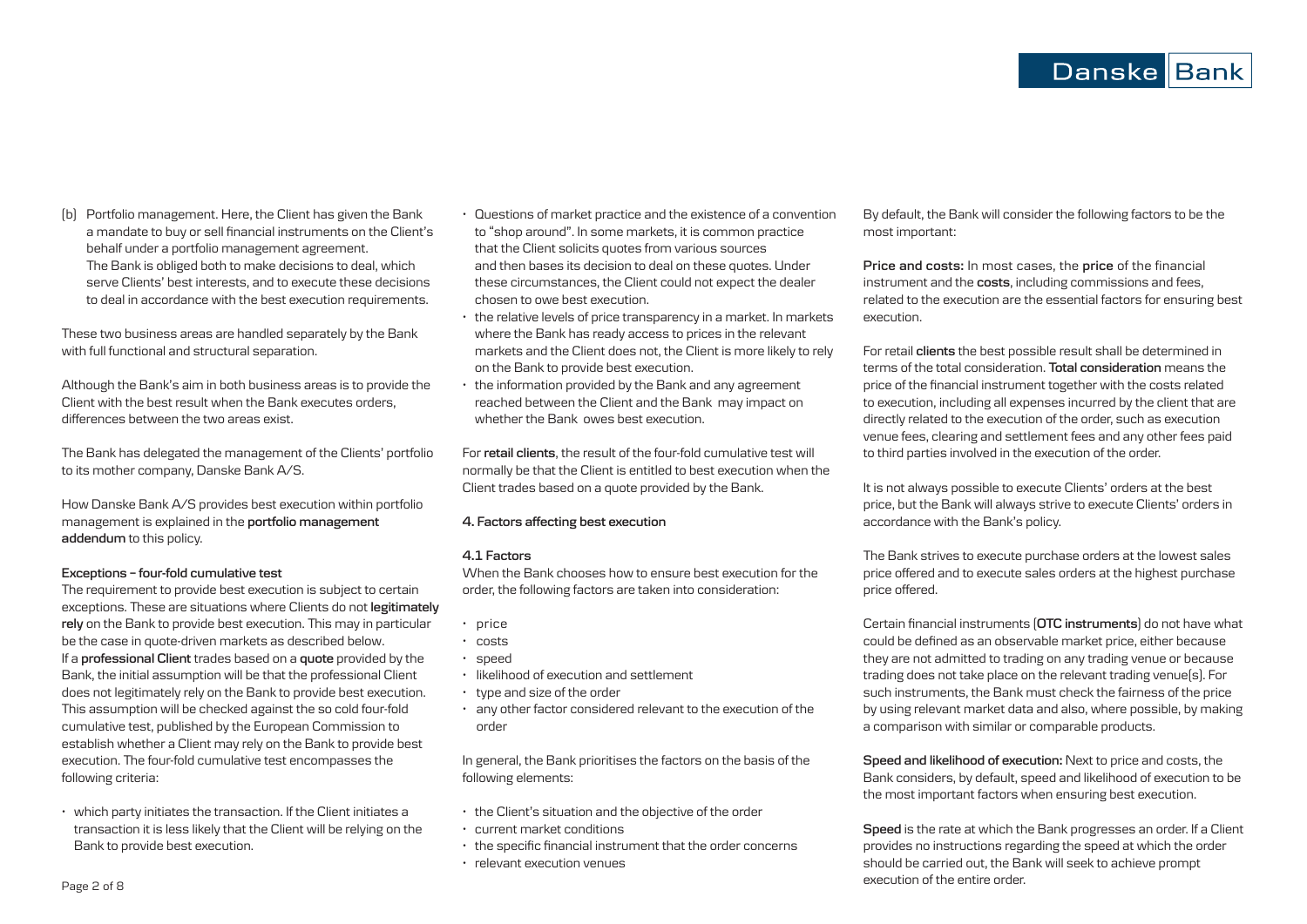(b) Portfolio management. Here, the Client has given the Bank a mandate to buy or sell financial instruments on the Client's behalf under a portfolio management agreement. The Bank is obliged both to make decisions to deal, which serve Clients' best interests, and to execute these decisions to deal in accordance with the best execution requirements.

These two business areas are handled separately by the Bank with full functional and structural separation.

Although the Bank's aim in both business areas is to provide the Client with the best result when the Bank executes orders, differences between the two areas exist.

The Bank has delegated the management of the Clients' portfolio to its mother company, Danske Bank A/S.

How Danske Bank A/S provides best execution within portfolio management is explained in the **portfolio management addendum** to this policy.

**Exceptions – four-fold cumulative test**

The requirement to provide best execution is subject to certain exceptions. These are situations where Clients do not **legitimately rely** on the Bank to provide best execution. This may in particular be the case in quote-driven markets as described below. If a **professional Client** trades based on a **quote** provided by the Bank, the initial assumption will be that the professional Client does not legitimately rely on the Bank to provide best execution. This assumption will be checked against the so cold four-fold cumulative test, published by the European Commission to establish whether a Client may rely on the Bank to provide best execution. The four-fold cumulative test encompasses the following criteria:

- which party initiates the transaction. If the Client initiates a transaction it is less likely that the Client will be relying on the Bank to provide best execution.
- Questions of market practice and the existence of a convention to "shop around". In some markets, it is common practice that the Client solicits quotes from various sources and then bases its decision to deal on these quotes. Under these circumstances, the Client could not expect the dealer chosen to owe best execution.
- the relative levels of price transparency in a market. In markets where the Bank has ready access to prices in the relevant markets and the Client does not, the Client is more likely to rely on the Bank to provide best execution.
- the information provided by the Bank and any agreement reached between the Client and the Bank may impact on whether the Bank owes best execution.

For **retail clients**, the result of the four-fold cumulative test will normally be that the Client is entitled to best execution when the Client trades based on a quote provided by the Bank.

**4. Factors affecting best execution**

**4.1 Factors**

When the Bank chooses how to ensure best execution for the order, the following factors are taken into consideration:

- price
- costs
- speed
- likelihood of execution and settlement
- type and size of the order
- any other factor considered relevant to the execution of the order

In general, the Bank prioritises the factors on the basis of the following elements:

- the Client's situation and the objective of the order
- current market conditions
- the specific financial instrument that the order concerns
- relevant execution venues

By default, the Bank will consider the following factors to be the most important:

**Price and costs:** In most cases, the **price** of the financial instrument and the **costs**, including commissions and fees, related to the execution are the essential factors for ensuring best execution.

For retail **clients** the best possible result shall be determined in terms of the total consideration. **Total consideration** means the price of the financial instrument together with the costs related to execution, including all expenses incurred by the client that are directly related to the execution of the order, such as execution venue fees, clearing and settlement fees and any other fees paid to third parties involved in the execution of the order.

It is not always possible to execute Clients' orders at the best price, but the Bank will always strive to execute Clients' orders in accordance with the Bank's policy.

The Bank strives to execute purchase orders at the lowest sales price offered and to execute sales orders at the highest purchase price offered.

Certain financial instruments (**OTC instruments**) do not have what could be defined as an observable market price, either because they are not admitted to trading on any trading venue or because trading does not take place on the relevant trading venue(s). For such instruments, the Bank must check the fairness of the price by using relevant market data and also, where possible, by making a comparison with similar or comparable products.

**Speed and likelihood of execution:** Next to price and costs, the Bank considers, by default, speed and likelihood of execution to be the most important factors when ensuring best execution.

**Speed** is the rate at which the Bank progresses an order. If a Client provides no instructions regarding the speed at which the order should be carried out, the Bank will seek to achieve prompt execution of the entire order.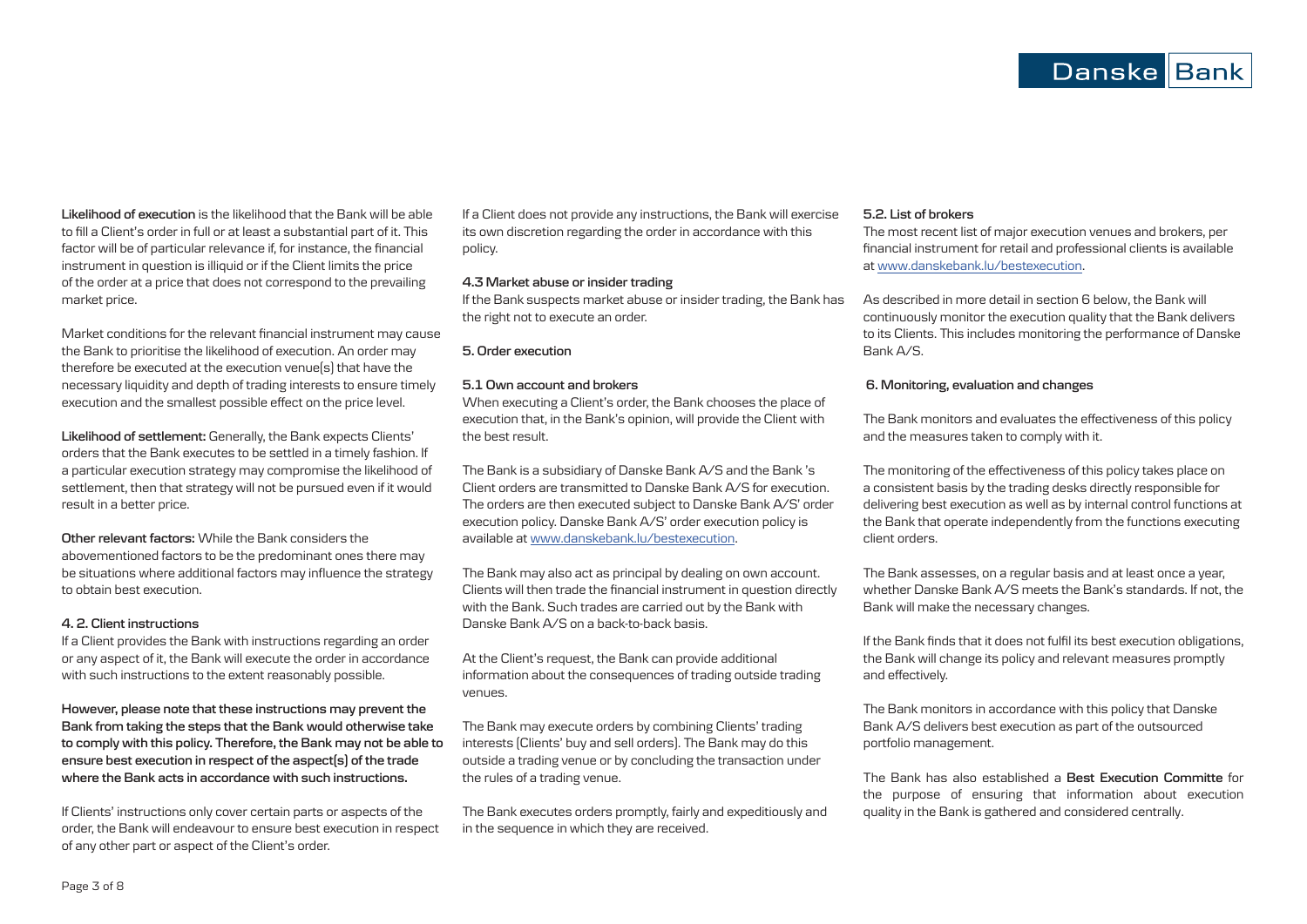**Likelihood of execution** is the likelihood that the Bank will be able to fill a Client's order in full or at least a substantial part of it. This factor will be of particular relevance if, for instance, the financial instrument in question is illiquid or if the Client limits the price of the order at a price that does not correspond to the prevailing market price.

Market conditions for the relevant financial instrument may cause the Bank to prioritise the likelihood of execution. An order may therefore be executed at the execution venue(s) that have the necessary liquidity and depth of trading interests to ensure timely execution and the smallest possible effect on the price level.

**Likelihood of settlement:** Generally, the Bank expects Clients' orders that the Bank executes to be settled in a timely fashion. If a particular execution strategy may compromise the likelihood of settlement, then that strategy will not be pursued even if it would result in a better price.

**Other relevant factors:** While the Bank considers the abovementioned factors to be the predominant ones there may be situations where additional factors may influence the strategy to obtain best execution.

#### 4. 2. Client instructions

If a Client provides the Bank with instructions regarding an order or any aspect of it, the Bank will execute the order in accordance with such instructions to the extent reasonably possible.

**However, please note that these instructions may prevent the Bank from taking the steps that the Bank would otherwise take to comply with this policy. Therefore, the Bank may not be able to ensure best execution in respect of the aspect(s) of the trade where the Bank acts in accordance with such instructions.**

If Clients' instructions only cover certain parts or aspects of the order, the Bank will endeavour to ensure best execution in respect of any other part or aspect of the Client's order.

If a Client does not provide any instructions, the Bank will exercise its own discretion regarding the order in accordance with this policy.

#### 4.3 Market abuse or insider trading

If the Bank suspects market abuse or insider trading, the Bank has the right not to execute an order.

### 5. Order execution

#### 5.1 Own account and brokers

When executing a Client's order, the Bank chooses the place of execution that, in the Bank's opinion, will provide the Client with the best result.

The Bank is a subsidiary of Danske Bank A/S and the Bank 's Client orders are transmitted to Danske Bank A/S for execution. The orders are then executed subject to Danske Bank A/S' order execution policy. Danske Bank A/S' order execution policy is available at www.danskebank.lu/bestexecution.

The Bank may also act as principal by dealing on own account. Clients will then trade the financial instrument in question directly with the Bank. Such trades are carried out by the Bank with Danske Bank A/S on a back-to-back basis.

At the Client's request, the Bank can provide additional information about the consequences of trading outside trading venues.

The Bank may execute orders by combining Clients' trading interests (Clients' buy and sell orders). The Bank may do this outside a trading venue or by concluding the transaction under the rules of a trading venue.

The Bank executes orders promptly, fairly and expeditiously and in the sequence in which they are received.

#### 5.2. List of brokers

The most recent list of major execution venues and brokers, per financial instrument for retail and professional clients is available at www.danskebank.lu/bestexecution.

As described in more detail in section 6 below, the Bank will continuously monitor the execution quality that the Bank delivers to its Clients. This includes monitoring the performance of Danske Bank A/S.

### 6. Monitoring, evaluation and changes

The Bank monitors and evaluates the effectiveness of this policy and the measures taken to comply with it.

The monitoring of the effectiveness of this policy takes place on a consistent basis by the trading desks directly responsible for delivering best execution as well as by internal control functions at the Bank that operate independently from the functions executing client orders.

The Bank assesses, on a regular basis and at least once a year, whether Danske Bank A/S meets the Bank's standards. If not, the Bank will make the necessary changes.

If the Bank finds that it does not fulfil its best execution obligations, the Bank will change its policy and relevant measures promptly and effectively.

The Bank monitors in accordance with this policy that Danske Bank A/S delivers best execution as part of the outsourced portfolio management.

The Bank has also established a **Best Execution Committe** for the purpose of ensuring that information about execution quality in the Bank is gathered and considered centrally.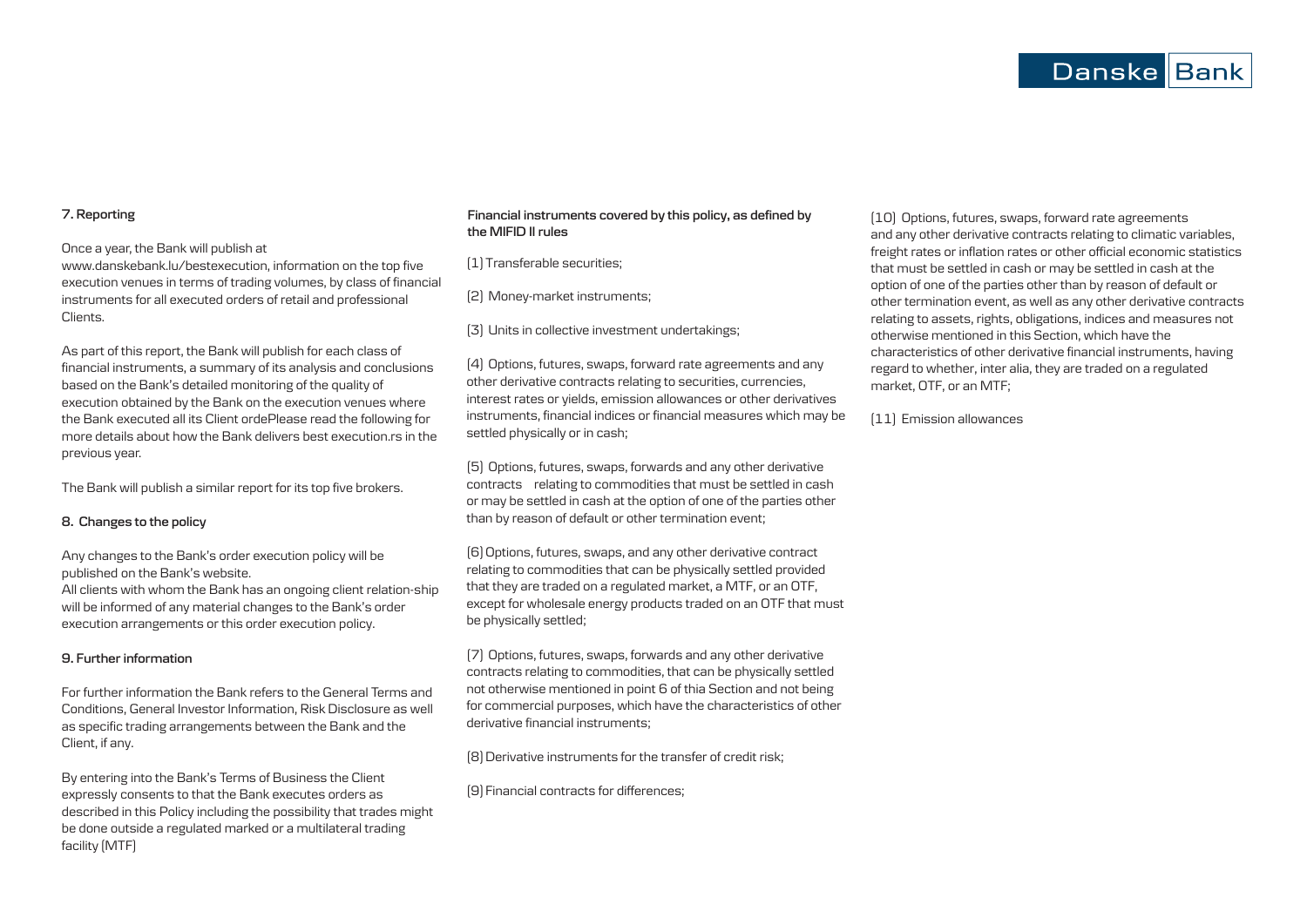### 7. Reporting

Once a year, the Bank will publish at www.danskebank.lu/bestexecution, information on the top five execution venues in terms of trading volumes, by class of financial instruments for all executed orders of retail and professional Clients.

As part of this report, the Bank will publish for each class of financial instruments, a summary of its analysis and conclusions based on the Bank's detailed monitoring of the quality of execution obtained by the Bank on the execution venues where the Bank executed all its Client ordePlease read the following for more details about how the Bank delivers best execution.rs in the previous year.

The Bank will publish a similar report for its top five brokers.

### 8. Changes to the policy

Any changes to the Bank's order execution policy will be published on the Bank's website.
All clients with whom the Bank has an ongoing client relation-ship will be informed of any material changes to the Bank's order execution arrangements or this order execution policy.

### 9. Further information

For further information the Bank refers to the General Terms and Conditions, General Investor Information, Risk Disclosure as well as specific trading arrangements between the Bank and the Client, if any.

By entering into the Bank's Terms of Business the Client expressly consents to that the Bank executes orders as described in this Policy including the possibility that trades might be done outside a regulated marked or a multilateral trading facility (MTF)

**Financial instruments covered by this policy, as defined by the MIFID II rules**

(1) Transferable securities;

(2) Money-market instruments;

(3) Units in collective investment undertakings;

(4) Options, futures, swaps, forward rate agreements and any other derivative contracts relating to securities, currencies, interest rates or yields, emission allowances or other derivatives instruments, financial indices or financial measures which may be settled physically or in cash;

(5) Options, futures, swaps, forwards and any other derivative contracts relating to commodities that must be settled in cash or may be settled in cash at the option of one of the parties other than by reason of default or other termination event;

(6) Options, futures, swaps, and any other derivative contract relating to commodities that can be physically settled provided that they are traded on a regulated market, a MTF, or an OTF, except for wholesale energy products traded on an OTF that must be physically settled;

(7) Options, futures, swaps, forwards and any other derivative contracts relating to commodities, that can be physically settled not otherwise mentioned in point 6 of thia Section and not being for commercial purposes, which have the characteristics of other derivative financial instruments;

(8) Derivative instruments for the transfer of credit risk;

(9) Financial contracts for differences;

(10) Options, futures, swaps, forward rate agreements and any other derivative contracts relating to climatic variables, freight rates or inflation rates or other official economic statistics that must be settled in cash or may be settled in cash at the option of one of the parties other than by reason of default or other termination event, as well as any other derivative contracts relating to assets, rights, obligations, indices and measures not otherwise mentioned in this Section, which have the characteristics of other derivative financial instruments, having regard to whether, inter alia, they are traded on a regulated market, OTF, or an MTF;

(11) Emission allowances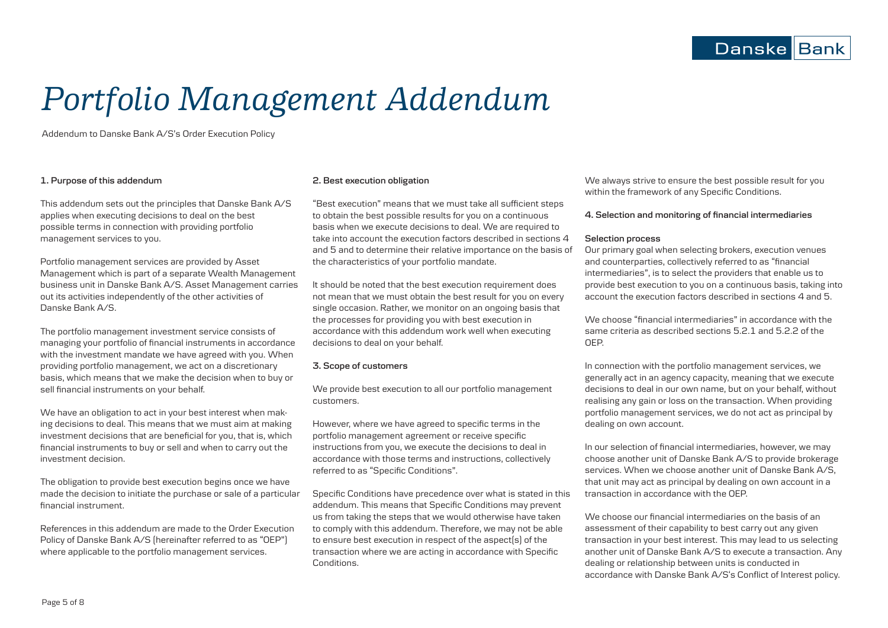# *Portfolio Management Addendum*

Addendum to Danske Bank A/S's Order Execution Policy

**1. Purpose of this addendum**

This addendum sets out the principles that Danske Bank A/S applies when executing decisions to deal on the best possible terms in connection with providing portfolio management services to you.

Portfolio management services are provided by Asset Management which is part of a separate Wealth Management business unit in Danske Bank A/S. Asset Management carries out its activities independently of the other activities of Danske Bank A/S.

The portfolio management investment service consists of managing your portfolio of financial instruments in accordance with the investment mandate we have agreed with you. When providing portfolio management, we act on a discretionary basis, which means that we make the decision when to buy or sell financial instruments on your behalf.

We have an obligation to act in your best interest when making decisions to deal. This means that we must aim at making investment decisions that are beneficial for you, that is, which financial instruments to buy or sell and when to carry out the investment decision.

The obligation to provide best execution begins once we have made the decision to initiate the purchase or sale of a particular financial instrument.

References in this addendum are made to the Order Execution Policy of Danske Bank A/S (hereinafter referred to as "OEP") where applicable to the portfolio management services.

**2. Best execution obligation**

"Best execution" means that we must take all sufficient steps to obtain the best possible results for you on a continuous basis when we execute decisions to deal. We are required to take into account the execution factors described in sections 4 and 5 and to determine their relative importance on the basis of the characteristics of your portfolio mandate.

It should be noted that the best execution requirement does not mean that we must obtain the best result for you on every single occasion. Rather, we monitor on an ongoing basis that the processes for providing you with best execution in accordance with this addendum work well when executing decisions to deal on your behalf.

**3. Scope of customers**

We provide best execution to all our portfolio management customers.

However, where we have agreed to specific terms in the portfolio management agreement or receive specific instructions from you, we execute the decisions to deal in accordance with those terms and instructions, collectively referred to as "Specific Conditions".

Specific Conditions have precedence over what is stated in this addendum. This means that Specific Conditions may prevent us from taking the steps that we would otherwise have taken to comply with this addendum. Therefore, we may not be able to ensure best execution in respect of the aspect(s) of the transaction where we are acting in accordance with Specific Conditions.

We always strive to ensure the best possible result for you within the framework of any Specific Conditions.

**4. Selection and monitoring of financial intermediaries**

**Selection process**

Our primary goal when selecting brokers, execution venues and counterparties, collectively referred to as "financial intermediaries", is to select the providers that enable us to provide best execution to you on a continuous basis, taking into account the execution factors described in sections 4 and 5.

We choose "financial intermediaries" in accordance with the same criteria as described sections 5.2.1 and 5.2.2 of the OEP.

In connection with the portfolio management services, we generally act in an agency capacity, meaning that we execute decisions to deal in our own name, but on your behalf, without realising any gain or loss on the transaction. When providing portfolio management services, we do not act as principal by dealing on own account.

In our selection of financial intermediaries, however, we may choose another unit of Danske Bank A/S to provide brokerage services. When we choose another unit of Danske Bank A/S, that unit may act as principal by dealing on own account in a transaction in accordance with the OEP.

We choose our financial intermediaries on the basis of an assessment of their capability to best carry out any given transaction in your best interest. This may lead to us selecting another unit of Danske Bank A/S to execute a transaction. Any dealing or relationship between units is conducted in accordance with Danske Bank A/S's Conflict of Interest policy.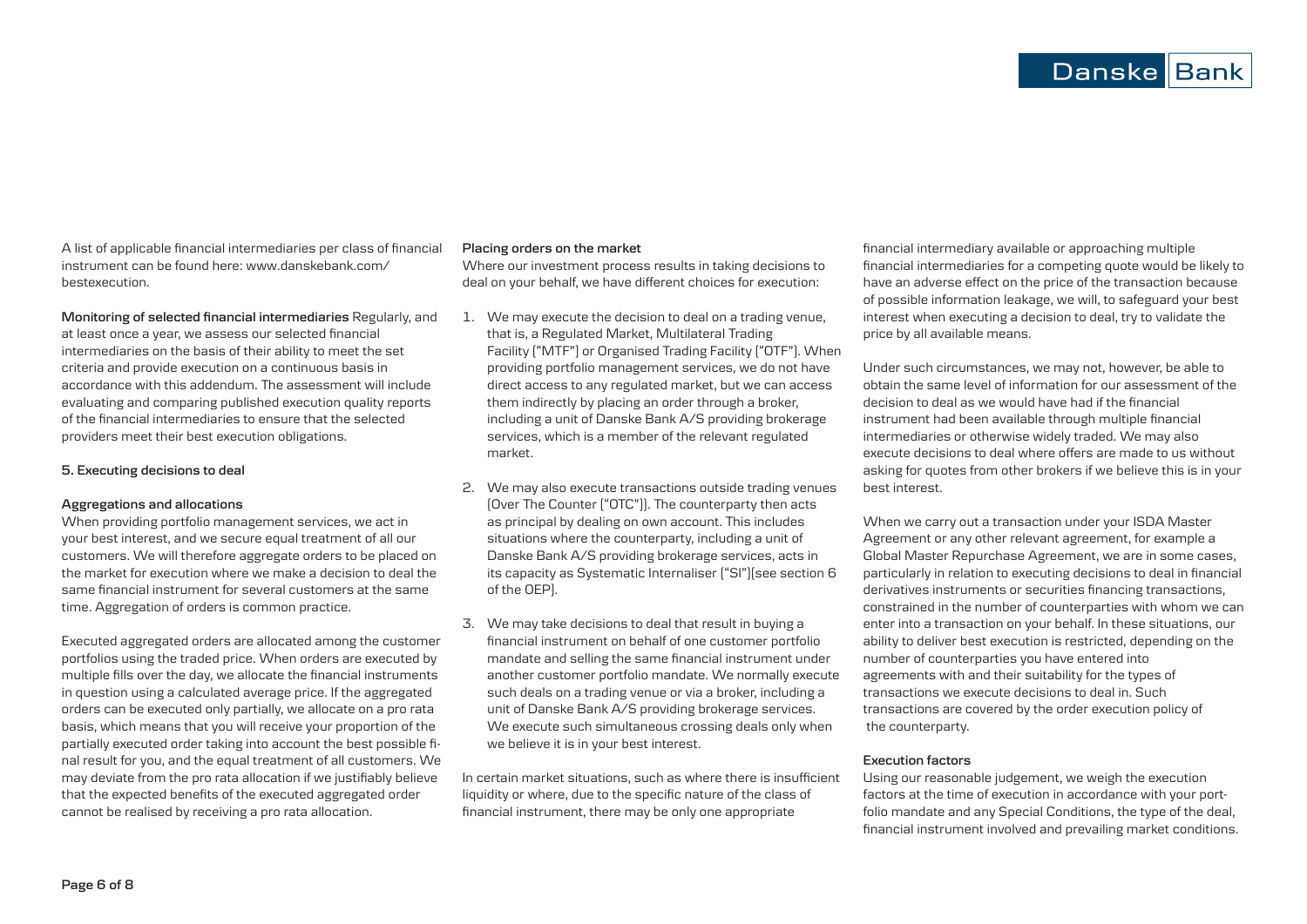A list of applicable financial intermediaries per class of financial instrument can be found here: www.danskebank.com/bestexecution.

**Monitoring of selected financial intermediaries** Regularly, and at least once a year, we assess our selected financial intermediaries on the basis of their ability to meet the set criteria and provide execution on a continuous basis in accordance with this addendum. The assessment will include evaluating and comparing published execution quality reports of the financial intermediaries to ensure that the selected providers meet their best execution obligations.

## 5. Executing decisions to deal

### Aggregations and allocations

When providing portfolio management services, we act in your best interest, and we secure equal treatment of all our customers. We will therefore aggregate orders to be placed on the market for execution where we make a decision to deal the same financial instrument for several customers at the same time. Aggregation of orders is common practice.

Executed aggregated orders are allocated among the customer portfolios using the traded price. When orders are executed by multiple fills over the day, we allocate the financial instruments in question using a calculated average price. If the aggregated orders can be executed only partially, we allocate on a pro rata basis, which means that you will receive your proportion of the partially executed order taking into account the best possible final result for you, and the equal treatment of all customers. We may deviate from the pro rata allocation if we justifiably believe that the expected benefits of the executed aggregated order cannot be realised by receiving a pro rata allocation.

### Placing orders on the market

Where our investment process results in taking decisions to deal on your behalf, we have different choices for execution:

1. We may execute the decision to deal on a trading venue, that is, a Regulated Market, Multilateral Trading Facility ("MTF") or Organised Trading Facility ("OTF"). When providing portfolio management services, we do not have direct access to any regulated market, but we can access them indirectly by placing an order through a broker, including a unit of Danske Bank A/S providing brokerage services, which is a member of the relevant regulated market.
2. We may also execute transactions outside trading venues (Over The Counter ("OTC")). The counterparty then acts as principal by dealing on own account. This includes situations where the counterparty, including a unit of Danske Bank A/S providing brokerage services, acts in its capacity as Systematic Internaliser ("SI")(see section 6 of the OEP).
3. We may take decisions to deal that result in buying a financial instrument on behalf of one customer portfolio mandate and selling the same financial instrument under another customer portfolio mandate. We normally execute such deals on a trading venue or via a broker, including a unit of Danske Bank A/S providing brokerage services. We execute such simultaneous crossing deals only when we believe it is in your best interest.

In certain market situations, such as where there is insufficient liquidity or where, due to the specific nature of the class of financial instrument, there may be only one appropriate financial intermediary available or approaching multiple financial intermediaries for a competing quote would be likely to have an adverse effect on the price of the transaction because of possible information leakage, we will, to safeguard your best interest when executing a decision to deal, try to validate the price by all available means.

Under such circumstances, we may not, however, be able to obtain the same level of information for our assessment of the decision to deal as we would have had if the financial instrument had been available through multiple financial intermediaries or otherwise widely traded. We may also execute decisions to deal where offers are made to us without asking for quotes from other brokers if we believe this is in your best interest.

When we carry out a transaction under your ISDA Master Agreement or any other relevant agreement, for example a Global Master Repurchase Agreement, we are in some cases, particularly in relation to executing decisions to deal in financial derivatives instruments or securities financing transactions, constrained in the number of counterparties with whom we can enter into a transaction on your behalf. In these situations, our ability to deliver best execution is restricted, depending on the number of counterparties you have entered into agreements with and their suitability for the types of transactions we execute decisions to deal in. Such transactions are covered by the order execution policy of the counterparty.

### Execution factors

Using our reasonable judgement, we weigh the execution factors at the time of execution in accordance with your portfolio mandate and any Special Conditions, the type of the deal, financial instrument involved and prevailing market conditions.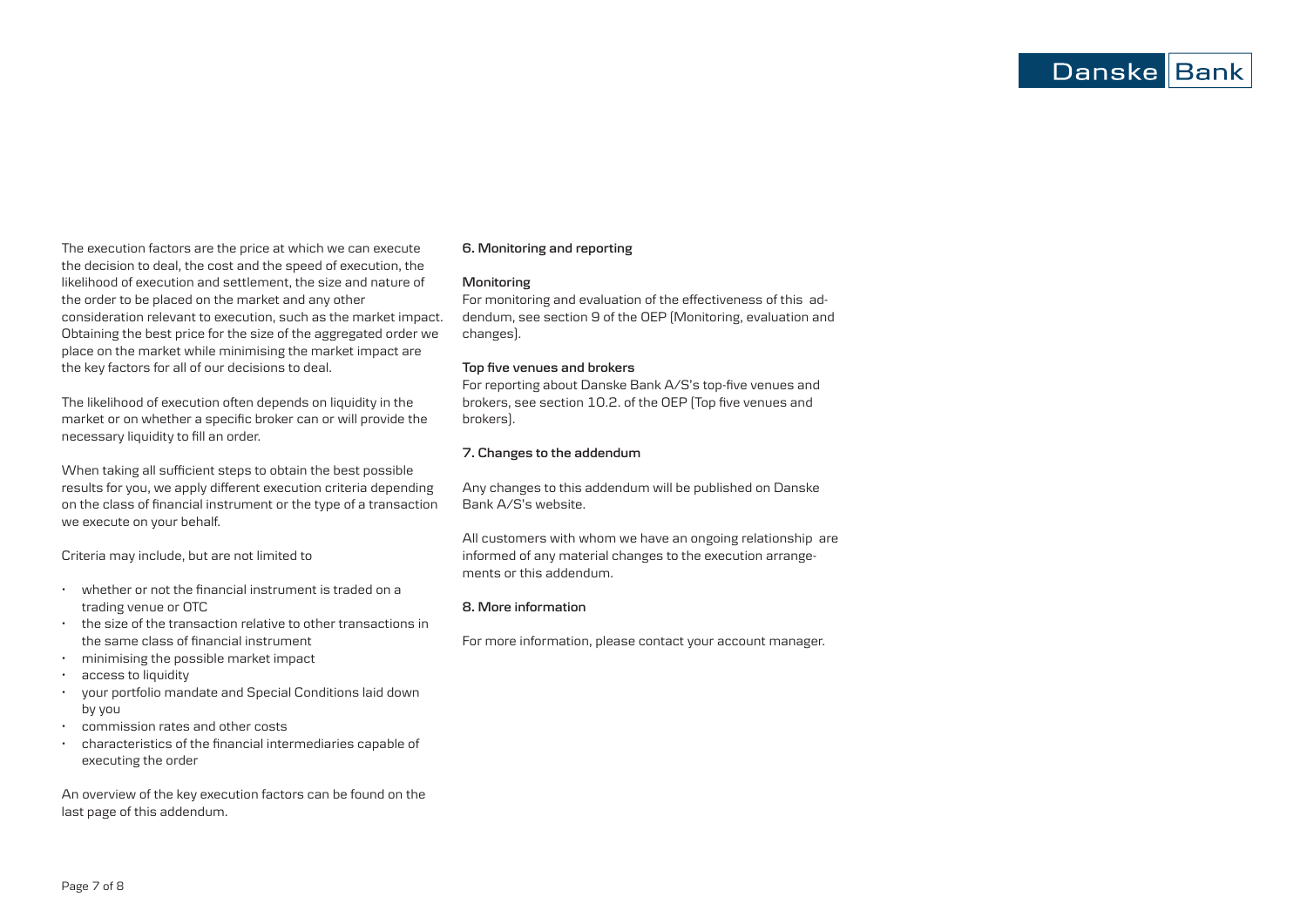The execution factors are the price at which we can execute the decision to deal, the cost and the speed of execution, the likelihood of execution and settlement, the size and nature of the order to be placed on the market and any other consideration relevant to execution, such as the market impact. Obtaining the best price for the size of the aggregated order we place on the market while minimising the market impact are the key factors for all of our decisions to deal.

The likelihood of execution often depends on liquidity in the market or on whether a specific broker can or will provide the necessary liquidity to fill an order.

When taking all sufficient steps to obtain the best possible results for you, we apply different execution criteria depending on the class of financial instrument or the type of a transaction we execute on your behalf.

Criteria may include, but are not limited to

- whether or not the financial instrument is traded on a trading venue or OTC
- the size of the transaction relative to other transactions in the same class of financial instrument
- minimising the possible market impact
- access to liquidity
- your portfolio mandate and Special Conditions laid down by you
- commission rates and other costs
- characteristics of the financial intermediaries capable of executing the order

An overview of the key execution factors can be found on the last page of this addendum.

**6. Monitoring and reporting**

**Monitoring**

For monitoring and evaluation of the effectiveness of this addendum, see section 9 of the OEP (Monitoring, evaluation and changes).

**Top five venues and brokers**

For reporting about Danske Bank A/S's top-five venues and brokers, see section 10.2. of the OEP (Top five venues and brokers).

**7. Changes to the addendum**

Any changes to this addendum will be published on Danske Bank A/S's website.

All customers with whom we have an ongoing relationship are informed of any material changes to the execution arrangements or this addendum.

**8. More information**

For more information, please contact your account manager.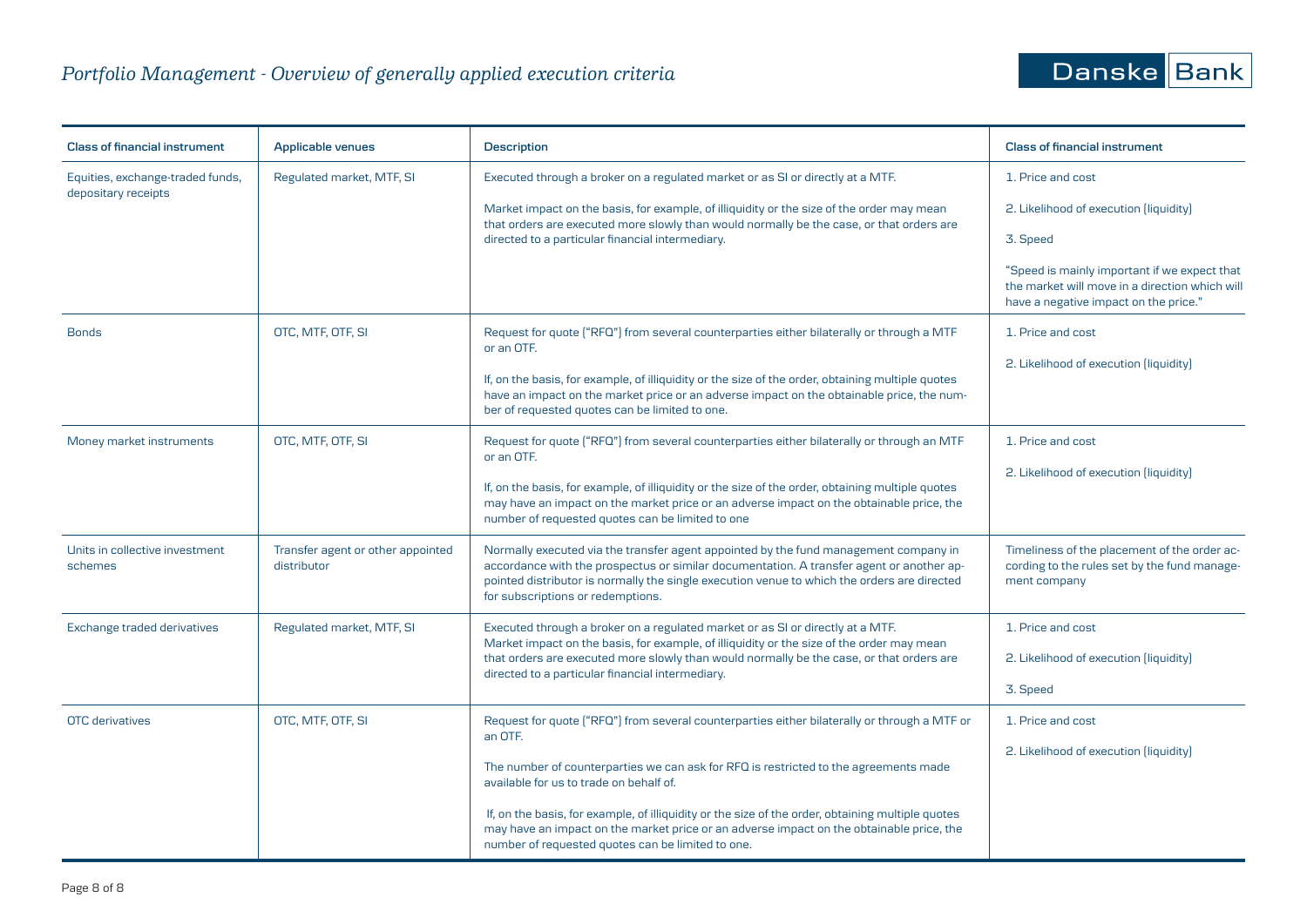*Portfolio Management - Overview of generally applied execution criteria*

| Class of financial instrument | Applicable venues | Description | Class of financial instrument |
|---|---|---|---|
| Equities, exchange-traded funds, depositary receipts | Regulated market, MTF, SI | Executed through a broker on a regulated market or as SI or directly at a MTF.<br><br>Market impact on the basis, for example, of illiquidity or the size of the order may mean that orders are executed more slowly than would normally be the case, or that orders are directed to a particular financial intermediary. | 1. Price and cost<br><br>2. Likelihood of execution (liquidity)<br><br>3. Speed<br><br>"Speed is mainly important if we expect that the market will move in a direction which will have a negative impact on the price." |
| Bonds | OTC, MTF, OTF, SI | Request for quote ("RFQ") from several counterparties either bilaterally or through a MTF or an OTF.<br><br>If, on the basis, for example, of illiquidity or the size of the order, obtaining multiple quotes have an impact on the market price or an adverse impact on the obtainable price, the number of requested quotes can be limited to one. | 1. Price and cost<br><br>2. Likelihood of execution (liquidity) |
| Money market instruments | OTC, MTF, OTF, SI | Request for quote ("RFQ") from several counterparties either bilaterally or through an MTF or an OTF.<br><br>If, on the basis, for example, of illiquidity or the size of the order, obtaining multiple quotes may have an impact on the market price or an adverse impact on the obtainable price, the number of requested quotes can be limited to one | 1. Price and cost<br><br>2. Likelihood of execution (liquidity) |
| Units in collective investment schemes | Transfer agent or other appointed distributor | Normally executed via the transfer agent appointed by the fund management company in accordance with the prospectus or similar documentation. A transfer agent or another appointed distributor is normally the single execution venue to which the orders are directed for subscriptions or redemptions. | Timeliness of the placement of the order according to the rules set by the fund management company |
| Exchange traded derivatives | Regulated market, MTF, SI | Executed through a broker on a regulated market or as SI or directly at a MTF.<br>Market impact on the basis, for example, of illiquidity or the size of the order may mean that orders are executed more slowly than would normally be the case, or that orders are directed to a particular financial intermediary. | 1. Price and cost<br><br>2. Likelihood of execution (liquidity)<br><br>3. Speed |
| OTC derivatives | OTC, MTF, OTF, SI | Request for quote ("RFQ") from several counterparties either bilaterally or through a MTF or an OTF.<br><br>The number of counterparties we can ask for RFQ is restricted to the agreements made available for us to trade on behalf of.<br><br>If, on the basis, for example, of illiquidity or the size of the order, obtaining multiple quotes may have an impact on the market price or an adverse impact on the obtainable price, the number of requested quotes can be limited to one. | 1. Price and cost<br><br>2. Likelihood of execution (liquidity) |